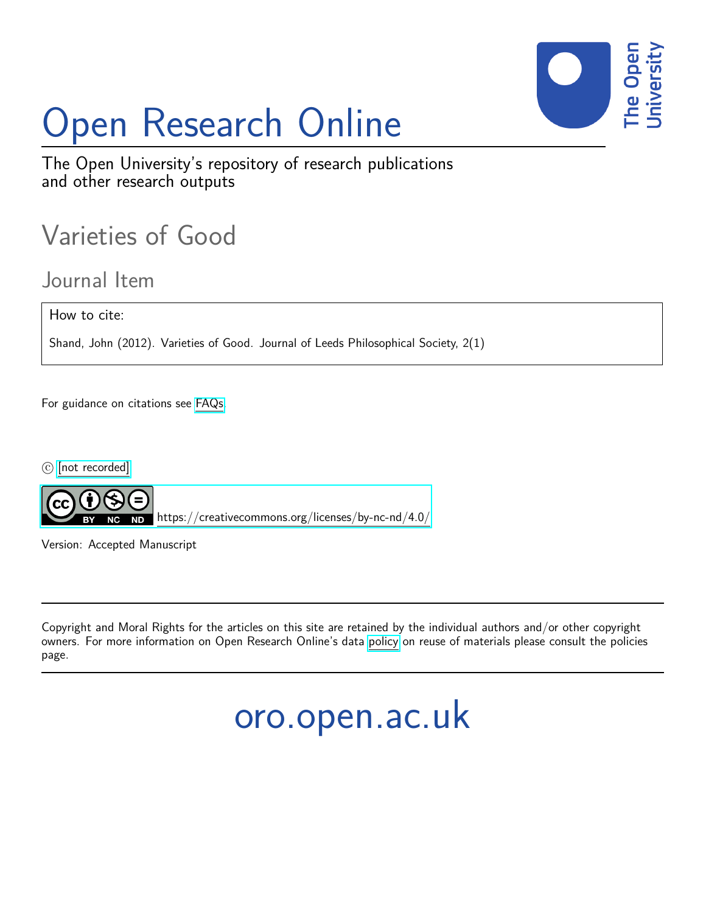# Open Research Online

The Open University's repository of research publications and other research outputs

## Varieties of Good

### Journal Item

How to cite:

Shand, John (2012). Varieties of Good. Journal of Leeds Philosophical Society, 2(1)

For guidance on citations see FAQs.

© [not recorded]

https://creativecommons.org/licenses/by-nc-nd/4.0/

Version: Accepted Manuscript

Copyright and Moral Rights for the articles on this site are retained by the individual authors and/or other copyright owners. For more information on Open Research Online's data policy on reuse of materials please consult the policies page.

oro.open.ac.uk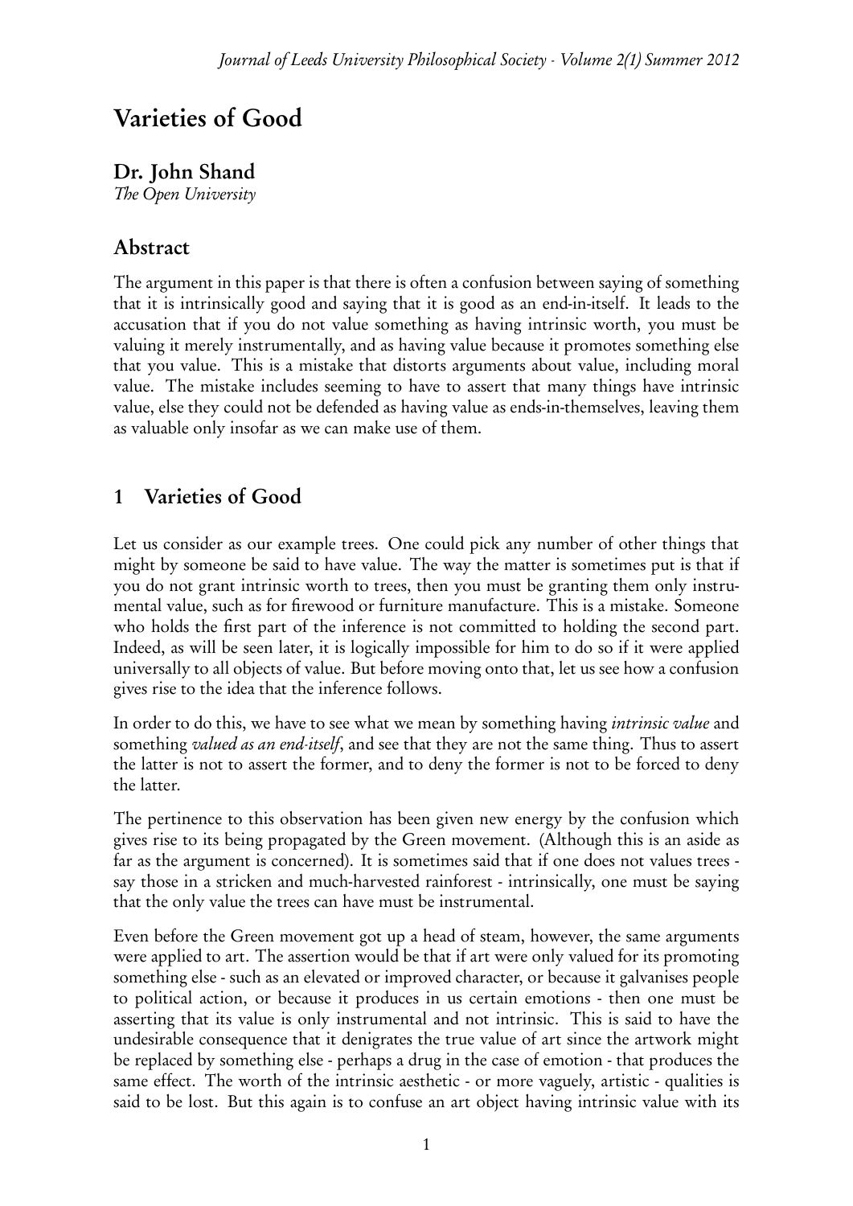# Varieties of Good

## Dr. John Shand

*The Open University*

## Abstract

The argument in this paper is that there is often a confusion between saying of something that it is intrinsically good and saying that it is good as an end-in-itself. It leads to the accusation that if you do not value something as having intrinsic worth, you must be valuing it merely instrumentally, and as having value because it promotes something else that you value. This is a mistake that distorts arguments about value, including moral value. The mistake includes seeming to have to assert that many things have intrinsic value, else they could not be defended as having value as ends-in-themselves, leaving them as valuable only insofar as we can make use of them.

## 1 Varieties of Good

Let us consider as our example trees. One could pick any number of other things that might by someone be said to have value. The way the matter is sometimes put is that if you do not grant intrinsic worth to trees, then you must be granting them only instrumental value, such as for firewood or furniture manufacture. This is a mistake. Someone who holds the first part of the inference is not committed to holding the second part. Indeed, as will be seen later, it is logically impossible for him to do so if it were applied universally to all objects of value. But before moving onto that, let us see how a confusion gives rise to the idea that the inference follows.

In order to do this, we have to see what we mean by something having *intrinsic value* and something *valued as an end-itself*, and see that they are not the same thing. Thus to assert the latter is not to assert the former, and to deny the former is not to be forced to deny the latter.

The pertinence to this observation has been given new energy by the confusion which gives rise to its being propagated by the Green movement. (Although this is an aside as far as the argument is concerned). It is sometimes said that if one does not values trees - say those in a stricken and much-harvested rainforest - intrinsically, one must be saying that the only value the trees can have must be instrumental.

Even before the Green movement got up a head of steam, however, the same arguments were applied to art. The assertion would be that if art were only valued for its promoting something else - such as an elevated or improved character, or because it galvanises people to political action, or because it produces in us certain emotions - then one must be asserting that its value is only instrumental and not intrinsic. This is said to have the undesirable consequence that it denigrates the true value of art since the artwork might be replaced by something else - perhaps a drug in the case of emotion - that produces the same effect. The worth of the intrinsic aesthetic - or more vaguely, artistic - qualities is said to be lost. But this again is to confuse an art object having intrinsic value with its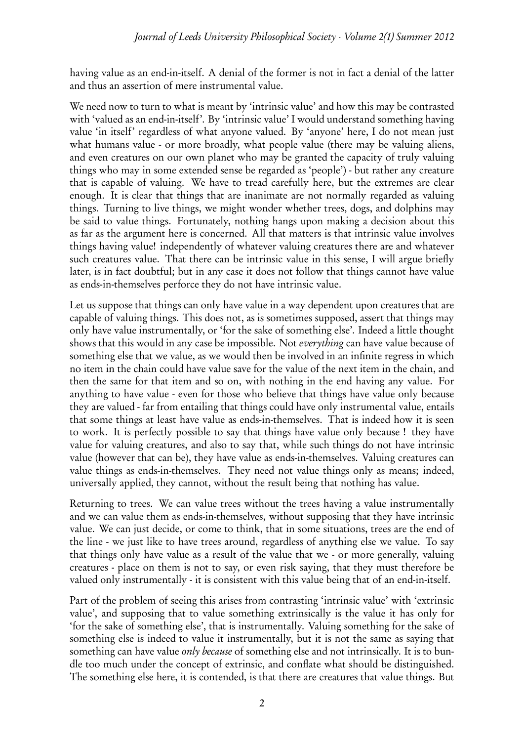having value as an end-in-itself. A denial of the former is not in fact a denial of the latter and thus an assertion of mere instrumental value.

We need now to turn to what is meant by 'intrinsic value' and how this may be contrasted with 'valued as an end-in-itself'. By 'intrinsic value' I would understand something having value 'in itself' regardless of what anyone valued. By 'anyone' here, I do not mean just what humans value - or more broadly, what people value (there may be valuing aliens, and even creatures on our own planet who may be granted the capacity of truly valuing things who may in some extended sense be regarded as 'people') - but rather any creature that is capable of valuing. We have to tread carefully here, but the extremes are clear enough. It is clear that things that are inanimate are not normally regarded as valuing things. Turning to live things, we might wonder whether trees, dogs, and dolphins may be said to value things. Fortunately, nothing hangs upon making a decision about this as far as the argument here is concerned. All that matters is that intrinsic value involves things having value! independently of whatever valuing creatures there are and whatever such creatures value. That there can be intrinsic value in this sense, I will argue briefly later, is in fact doubtful; but in any case it does not follow that things cannot have value as ends-in-themselves perforce they do not have intrinsic value.

Let us suppose that things can only have value in a way dependent upon creatures that are capable of valuing things. This does not, as is sometimes supposed, assert that things may only have value instrumentally, or 'for the sake of something else'. Indeed a little thought shows that this would in any case be impossible. Not *everything* can have value because of something else that we value, as we would then be involved in an infinite regress in which no item in the chain could have value save for the value of the next item in the chain, and then the same for that item and so on, with nothing in the end having any value. For anything to have value - even for those who believe that things have value only because they are valued - far from entailing that things could have only instrumental value, entails that some things at least have value as ends-in-themselves. That is indeed how it is seen to work. It is perfectly possible to say that things have value only because ! they have value for valuing creatures, and also to say that, while such things do not have intrinsic value (however that can be), they have value as ends-in-themselves. Valuing creatures can value things as ends-in-themselves. They need not value things only as means; indeed, universally applied, they cannot, without the result being that nothing has value.

Returning to trees. We can value trees without the trees having a value instrumentally and we can value them as ends-in-themselves, without supposing that they have intrinsic value. We can just decide, or come to think, that in some situations, trees are the end of the line - we just like to have trees around, regardless of anything else we value. To say that things only have value as a result of the value that we - or more generally, valuing creatures - place on them is not to say, or even risk saying, that they must therefore be valued only instrumentally - it is consistent with this value being that of an end-in-itself.

Part of the problem of seeing this arises from contrasting 'intrinsic value' with 'extrinsic value', and supposing that to value something extrinsically is the value it has only for 'for the sake of something else', that is instrumentally. Valuing something for the sake of something else is indeed to value it instrumentally, but it is not the same as saying that something can have value *only because* of something else and not intrinsically. It is to bundle too much under the concept of extrinsic, and conflate what should be distinguished. The something else here, it is contended, is that there are creatures that value things. But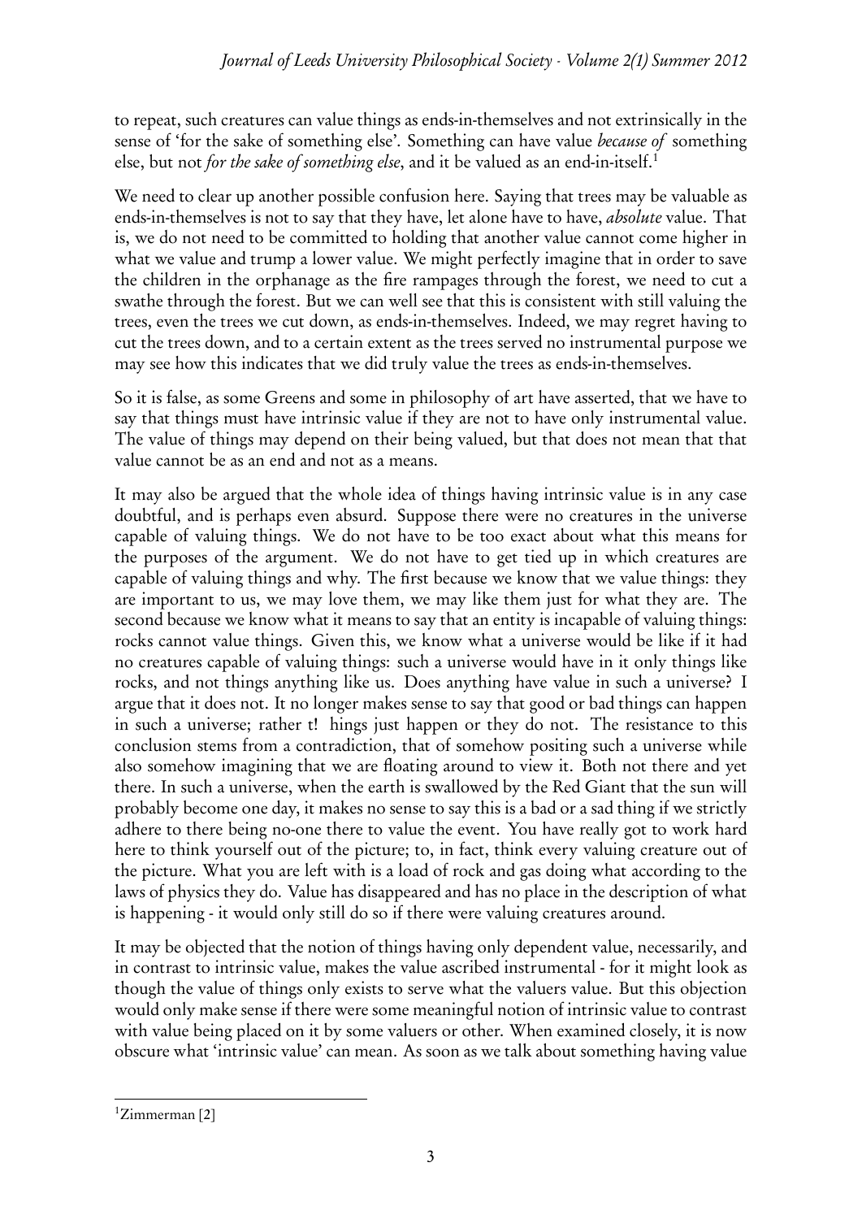to repeat, such creatures can value things as ends-in-themselves and not extrinsically in the sense of 'for the sake of something else'. Something can have value *because of* something else, but not *for the sake of something else*, and it be valued as an end-in-itself.[1]

We need to clear up another possible confusion here. Saying that trees may be valuable as ends-in-themselves is not to say that they have, let alone have to have, *absolute* value. That is, we do not need to be committed to holding that another value cannot come higher in what we value and trump a lower value. We might perfectly imagine that in order to save the children in the orphanage as the fire rampages through the forest, we need to cut a swathe through the forest. But we can well see that this is consistent with still valuing the trees, even the trees we cut down, as ends-in-themselves. Indeed, we may regret having to cut the trees down, and to a certain extent as the trees served no instrumental purpose we may see how this indicates that we did truly value the trees as ends-in-themselves.

So it is false, as some Greens and some in philosophy of art have asserted, that we have to say that things must have intrinsic value if they are not to have only instrumental value. The value of things may depend on their being valued, but that does not mean that that value cannot be as an end and not as a means.

It may also be argued that the whole idea of things having intrinsic value is in any case doubtful, and is perhaps even absurd. Suppose there were no creatures in the universe capable of valuing things. We do not have to be too exact about what this means for the purposes of the argument. We do not have to get tied up in which creatures are capable of valuing things and why. The first because we know that we value things: they are important to us, we may love them, we may like them just for what they are. The second because we know what it means to say that an entity is incapable of valuing things: rocks cannot value things. Given this, we know what a universe would be like if it had no creatures capable of valuing things: such a universe would have in it only things like rocks, and not things anything like us. Does anything have value in such a universe? I argue that it does not. It no longer makes sense to say that good or bad things can happen in such a universe; rather t! hings just happen or they do not. The resistance to this conclusion stems from a contradiction, that of somehow positing such a universe while also somehow imagining that we are floating around to view it. Both not there and yet there. In such a universe, when the earth is swallowed by the Red Giant that the sun will probably become one day, it makes no sense to say this is a bad or a sad thing if we strictly adhere to there being no-one there to value the event. You have really got to work hard here to think yourself out of the picture; to, in fact, think every valuing creature out of the picture. What you are left with is a load of rock and gas doing what according to the laws of physics they do. Value has disappeared and has no place in the description of what is happening - it would only still do so if there were valuing creatures around.

It may be objected that the notion of things having only dependent value, necessarily, and in contrast to intrinsic value, makes the value ascribed instrumental - for it might look as though the value of things only exists to serve what the valuers value. But this objection would only make sense if there were some meaningful notion of intrinsic value to contrast with value being placed on it by some valuers or other. When examined closely, it is now obscure what 'intrinsic value' can mean. As soon as we talk about something having value

[1] Zimmerman [2]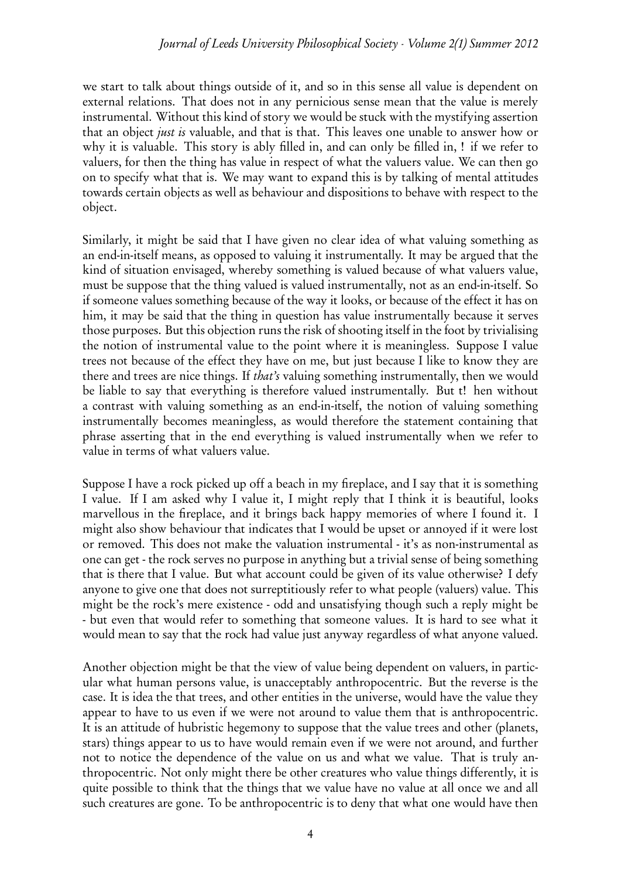we start to talk about things outside of it, and so in this sense all value is dependent on external relations. That does not in any pernicious sense mean that the value is merely instrumental. Without this kind of story we would be stuck with the mystifying assertion that an object *just is* valuable, and that is that. This leaves one unable to answer how or why it is valuable. This story is ably filled in, and can only be filled in, ! if we refer to valuers, for then the thing has value in respect of what the valuers value. We can then go on to specify what that is. We may want to expand this is by talking of mental attitudes towards certain objects as well as behaviour and dispositions to behave with respect to the object.

Similarly, it might be said that I have given no clear idea of what valuing something as an end-in-itself means, as opposed to valuing it instrumentally. It may be argued that the kind of situation envisaged, whereby something is valued because of what valuers value, must be suppose that the thing valued is valued instrumentally, not as an end-in-itself. So if someone values something because of the way it looks, or because of the effect it has on him, it may be said that the thing in question has value instrumentally because it serves those purposes. But this objection runs the risk of shooting itself in the foot by trivialising the notion of instrumental value to the point where it is meaningless. Suppose I value trees not because of the effect they have on me, but just because I like to know they are there and trees are nice things. If *that's* valuing something instrumentally, then we would be liable to say that everything is therefore valued instrumentally. But t! hen without a contrast with valuing something as an end-in-itself, the notion of valuing something instrumentally becomes meaningless, as would therefore the statement containing that phrase asserting that in the end everything is valued instrumentally when we refer to value in terms of what valuers value.

Suppose I have a rock picked up off a beach in my fireplace, and I say that it is something I value. If I am asked why I value it, I might reply that I think it is beautiful, looks marvellous in the fireplace, and it brings back happy memories of where I found it. I might also show behaviour that indicates that I would be upset or annoyed if it were lost or removed. This does not make the valuation instrumental - it's as non-instrumental as one can get - the rock serves no purpose in anything but a trivial sense of being something that is there that I value. But what account could be given of its value otherwise? I defy anyone to give one that does not surreptitiously refer to what people (valuers) value. This might be the rock's mere existence - odd and unsatisfying though such a reply might be - but even that would refer to something that someone values. It is hard to see what it would mean to say that the rock had value just anyway regardless of what anyone valued.

Another objection might be that the view of value being dependent on valuers, in particular what human persons value, is unacceptably anthropocentric. But the reverse is the case. It is idea the that trees, and other entities in the universe, would have the value they appear to have to us even if we were not around to value them that is anthropocentric. It is an attitude of hubristic hegemony to suppose that the value trees and other (planets, stars) things appear to us to have would remain even if we were not around, and further not to notice the dependence of the value on us and what we value. That is truly anthropocentric. Not only might there be other creatures who value things differently, it is quite possible to think that the things that we value have no value at all once we and all such creatures are gone. To be anthropocentric is to deny that what one would have then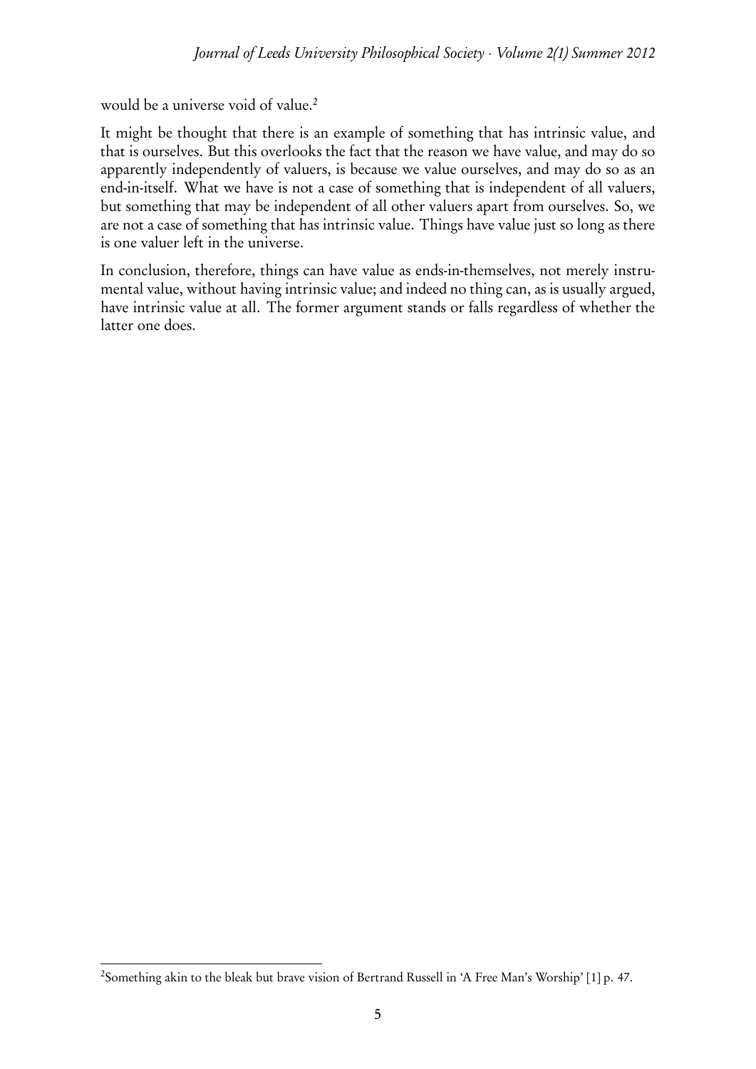would be a universe void of value.[2]

It might be thought that there is an example of something that has intrinsic value, and that is ourselves. But this overlooks the fact that the reason we have value, and may do so apparently independently of valuers, is because we value ourselves, and may do so as an end-in-itself. What we have is not a case of something that is independent of all valuers, but something that may be independent of all other valuers apart from ourselves. So, we are not a case of something that has intrinsic value. Things have value just so long as there is one valuer left in the universe.

In conclusion, therefore, things can have value as ends-in-themselves, not merely instrumental value, without having intrinsic value; and indeed no thing can, as is usually argued, have intrinsic value at all. The former argument stands or falls regardless of whether the latter one does.

[2] Something akin to the bleak but brave vision of Bertrand Russell in 'A Free Man's Worship' [1] p. 47.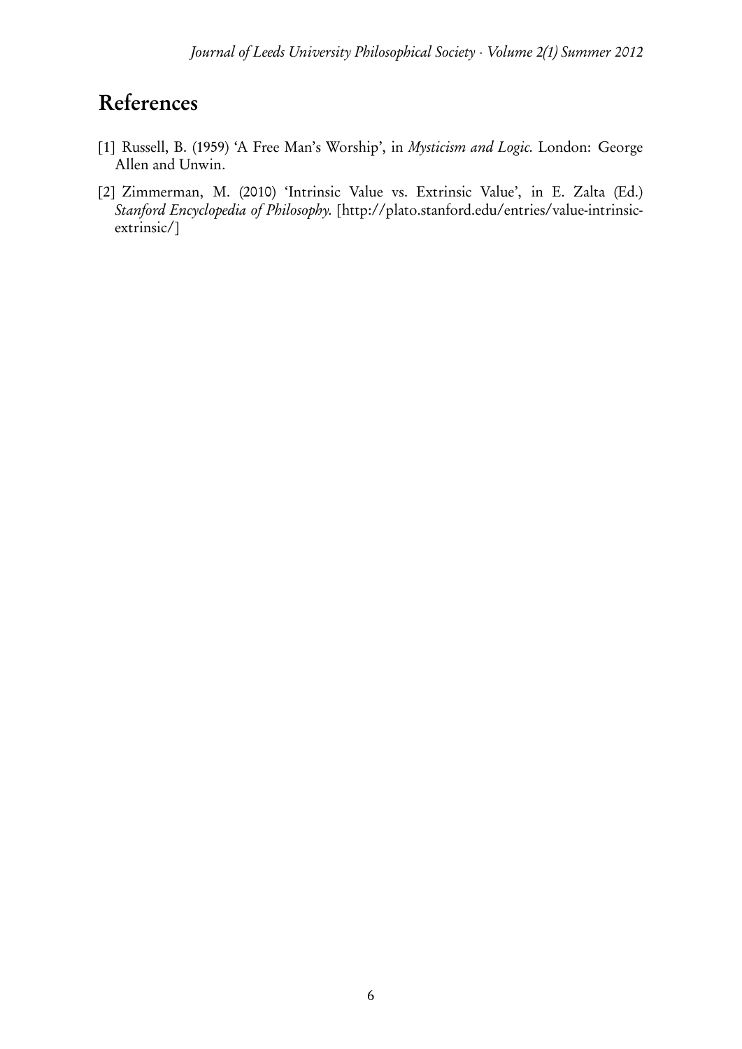# References

[1] Russell, B. (1959) 'A Free Man's Worship', in *Mysticism and Logic.* London: George Allen and Unwin.

[2] Zimmerman, M. (2010) 'Intrinsic Value vs. Extrinsic Value', in E. Zalta (Ed.) *Stanford Encyclopedia of Philosophy.* [http://plato.stanford.edu/entries/value-intrinsic-extrinsic/]